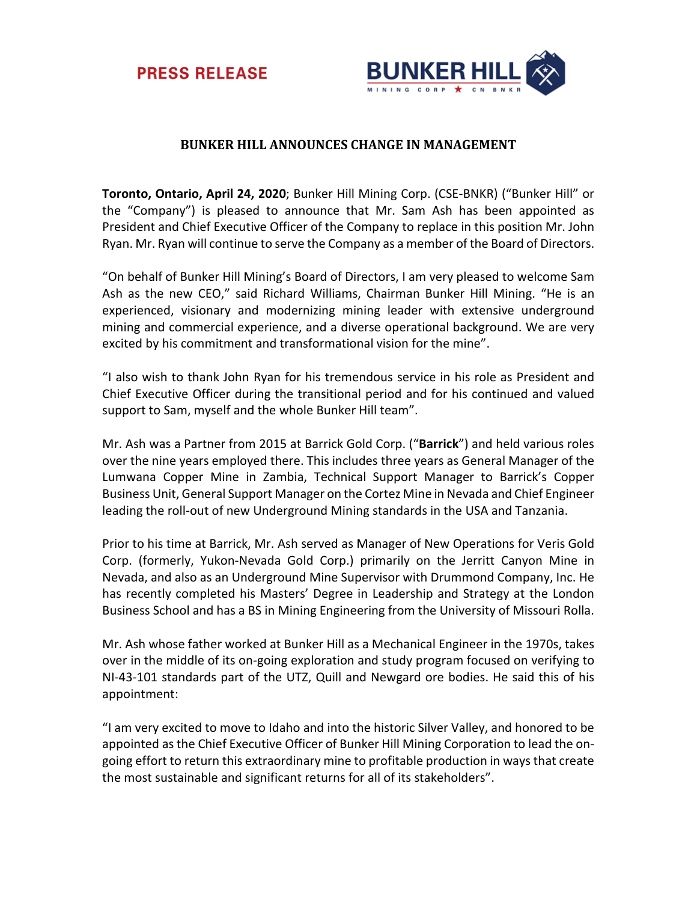**PRESS RELEASE**

**BUNKER HILL**
MINING CORP ★ CN BNKR

## BUNKER HILL ANNOUNCES CHANGE IN MANAGEMENT

**Toronto, Ontario, April 24, 2020**; Bunker Hill Mining Corp. (CSE-BNKR) ("Bunker Hill" or the "Company") is pleased to announce that Mr. Sam Ash has been appointed as President and Chief Executive Officer of the Company to replace in this position Mr. John Ryan. Mr. Ryan will continue to serve the Company as a member of the Board of Directors.

"On behalf of Bunker Hill Mining's Board of Directors, I am very pleased to welcome Sam Ash as the new CEO," said Richard Williams, Chairman Bunker Hill Mining. "He is an experienced, visionary and modernizing mining leader with extensive underground mining and commercial experience, and a diverse operational background. We are very excited by his commitment and transformational vision for the mine".

"I also wish to thank John Ryan for his tremendous service in his role as President and Chief Executive Officer during the transitional period and for his continued and valued support to Sam, myself and the whole Bunker Hill team".

Mr. Ash was a Partner from 2015 at Barrick Gold Corp. ("**Barrick**") and held various roles over the nine years employed there. This includes three years as General Manager of the Lumwana Copper Mine in Zambia, Technical Support Manager to Barrick's Copper Business Unit, General Support Manager on the Cortez Mine in Nevada and Chief Engineer leading the roll-out of new Underground Mining standards in the USA and Tanzania.

Prior to his time at Barrick, Mr. Ash served as Manager of New Operations for Veris Gold Corp. (formerly, Yukon-Nevada Gold Corp.) primarily on the Jerritt Canyon Mine in Nevada, and also as an Underground Mine Supervisor with Drummond Company, Inc. He has recently completed his Masters' Degree in Leadership and Strategy at the London Business School and has a BS in Mining Engineering from the University of Missouri Rolla.

Mr. Ash whose father worked at Bunker Hill as a Mechanical Engineer in the 1970s, takes over in the middle of its on-going exploration and study program focused on verifying to NI-43-101 standards part of the UTZ, Quill and Newgard ore bodies. He said this of his appointment:

"I am very excited to move to Idaho and into the historic Silver Valley, and honored to be appointed as the Chief Executive Officer of Bunker Hill Mining Corporation to lead the on-going effort to return this extraordinary mine to profitable production in ways that create the most sustainable and significant returns for all of its stakeholders".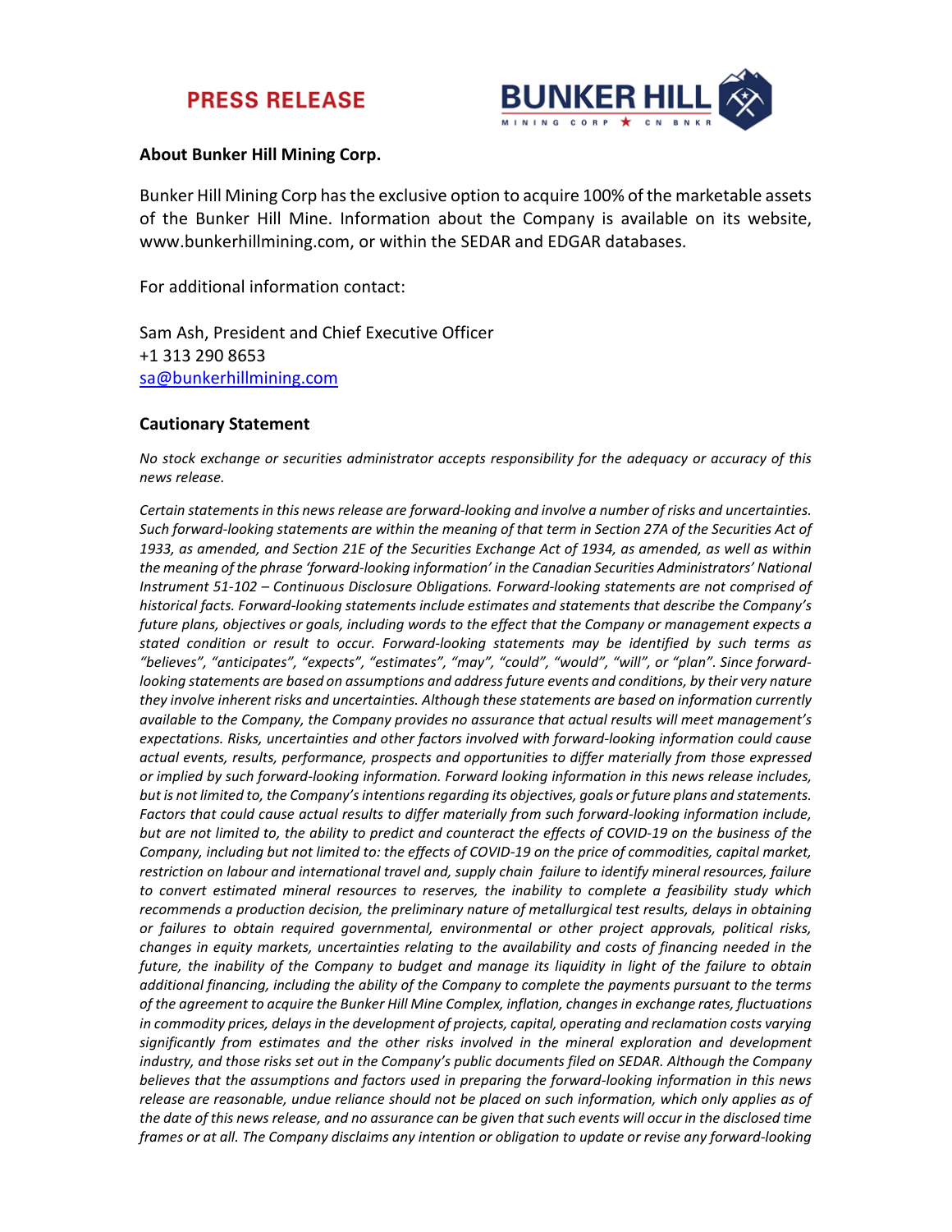**About Bunker Hill Mining Corp.**

Bunker Hill Mining Corp has the exclusive option to acquire 100% of the marketable assets of the Bunker Hill Mine. Information about the Company is available on its website, www.bunkerhillmining.com, or within the SEDAR and EDGAR databases.

For additional information contact:

Sam Ash, President and Chief Executive Officer
+1 313 290 8653
sa@bunkerhillmining.com

**Cautionary Statement**

*No stock exchange or securities administrator accepts responsibility for the adequacy or accuracy of this news release.*

*Certain statements in this news release are forward-looking and involve a number of risks and uncertainties. Such forward-looking statements are within the meaning of that term in Section 27A of the Securities Act of 1933, as amended, and Section 21E of the Securities Exchange Act of 1934, as amended, as well as within the meaning of the phrase 'forward-looking information' in the Canadian Securities Administrators' National Instrument 51-102 – Continuous Disclosure Obligations. Forward-looking statements are not comprised of historical facts. Forward-looking statements include estimates and statements that describe the Company's future plans, objectives or goals, including words to the effect that the Company or management expects a stated condition or result to occur. Forward-looking statements may be identified by such terms as "believes", "anticipates", "expects", "estimates", "may", "could", "would", "will", or "plan". Since forward-looking statements are based on assumptions and address future events and conditions, by their very nature they involve inherent risks and uncertainties. Although these statements are based on information currently available to the Company, the Company provides no assurance that actual results will meet management's expectations. Risks, uncertainties and other factors involved with forward-looking information could cause actual events, results, performance, prospects and opportunities to differ materially from those expressed or implied by such forward-looking information. Forward looking information in this news release includes, but is not limited to, the Company's intentions regarding its objectives, goals or future plans and statements. Factors that could cause actual results to differ materially from such forward-looking information include, but are not limited to, the ability to predict and counteract the effects of COVID-19 on the business of the Company, including but not limited to: the effects of COVID-19 on the price of commodities, capital market, restriction on labour and international travel and, supply chain failure to identify mineral resources, failure to convert estimated mineral resources to reserves, the inability to complete a feasibility study which recommends a production decision, the preliminary nature of metallurgical test results, delays in obtaining or failures to obtain required governmental, environmental or other project approvals, political risks, changes in equity markets, uncertainties relating to the availability and costs of financing needed in the future, the inability of the Company to budget and manage its liquidity in light of the failure to obtain additional financing, including the ability of the Company to complete the payments pursuant to the terms of the agreement to acquire the Bunker Hill Mine Complex, inflation, changes in exchange rates, fluctuations in commodity prices, delays in the development of projects, capital, operating and reclamation costs varying significantly from estimates and the other risks involved in the mineral exploration and development industry, and those risks set out in the Company's public documents filed on SEDAR. Although the Company believes that the assumptions and factors used in preparing the forward-looking information in this news release are reasonable, undue reliance should not be placed on such information, which only applies as of the date of this news release, and no assurance can be given that such events will occur in the disclosed time frames or at all. The Company disclaims any intention or obligation to update or revise any forward-looking*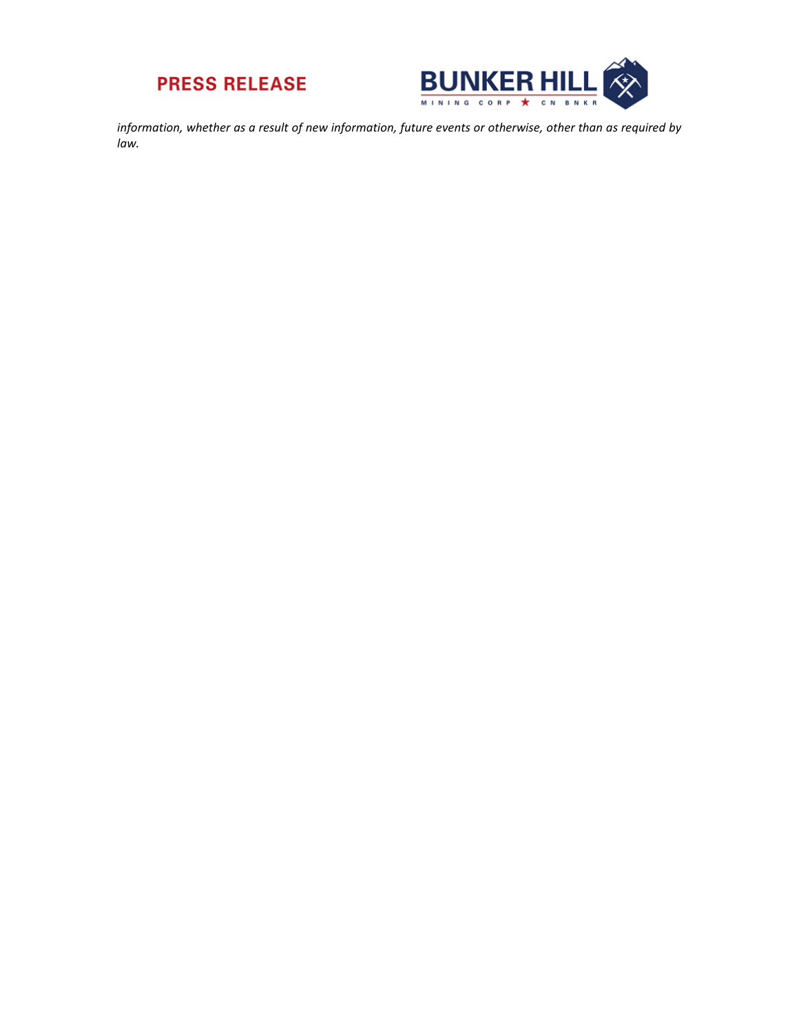*information, whether as a result of new information, future events or otherwise, other than as required by law.*